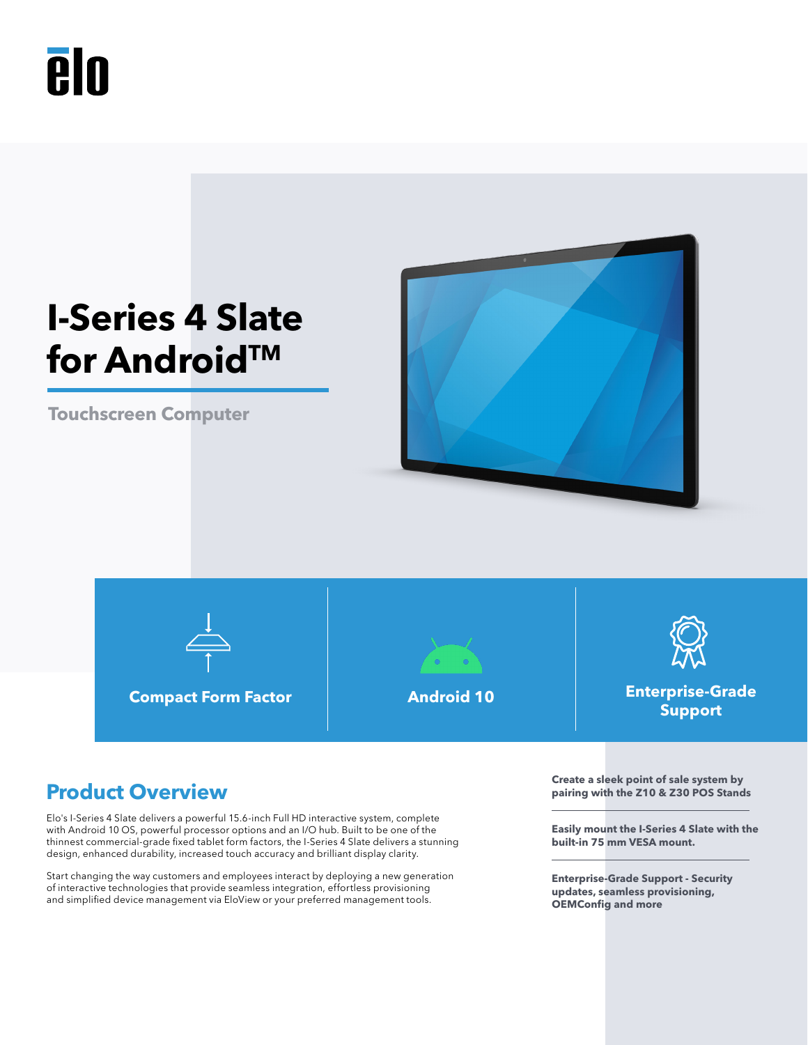elo

# I-Series 4 Slate for Android™

Touchscreen Computer

**Compact Form Factor**

**Android 10**

**Enterprise-Grade Support**

## Product Overview

Elo's I-Series 4 Slate delivers a powerful 15.6-inch Full HD interactive system, complete with Android 10 OS, powerful processor options and an I/O hub. Built to be one of the thinnest commercial-grade fixed tablet form factors, the I-Series 4 Slate delivers a stunning design, enhanced durability, increased touch accuracy and brilliant display clarity.

Start changing the way customers and employees interact by deploying a new generation of interactive technologies that provide seamless integration, effortless provisioning and simplified device management via EloView or your preferred management tools.

**Create a sleek point of sale system by pairing with the Z10 & Z30 POS Stands**

**Easily mount the I-Series 4 Slate with the built-in 75 mm VESA mount.**

**Enterprise-Grade Support - Security updates, seamless provisioning, OEMConfig and more**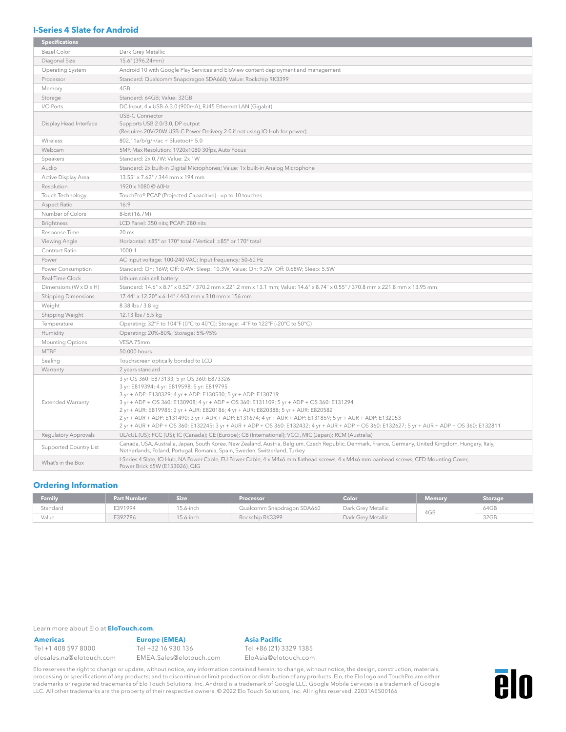## I-Series 4 Slate for Android

| Specifications | |
|---|---|
| Bezel Color | Dark Grey Metallic |
| Diagonal Size | 15.6" (396.24mm) |
| Operating System | Android 10 with Google Play Services and EloView content deployment and management |
| Processor | Standard: Qualcomm Snapdragon SDA660; Value: Rockchip RK3399 |
| Memory | 4GB |
| Storage | Standard: 64GB; Value: 32GB |
| I/O Ports | DC Input, 4 x USB-A 3.0 (900mA), RJ45 Ethernet LAN (Gigabit) |
| Display Head Interface | USB-C Connector<br>Supports USB 2.0/3.0, DP output<br>(Requires 20V/20W USB-C Power Delivery 2.0 if not using IO Hub for power) |
| Wireless | 802.11a/b/g/n/ac + Bluetooth 5.0 |
| Webcam | 5MP, Max Resolution: 1920x1080 30fps, Auto Focus |
| Speakers | Standard: 2x 0.7W; Value: 2x 1W |
| Audio | Standard: 2x built-in Digital Microphones; Value: 1x built-in Analog Microphone |
| Active Display Area | 13.55" x 7.62" / 344 mm x 194 mm |
| Resolution | 1920 x 1080 @ 60Hz |
| Touch Technology | TouchPro® PCAP (Projected Capacitive) - up to 10 touches |
| Aspect Ratio | 16:9 |
| Number of Colors | 8-bit (16.7M) |
| Brightness | LCD Panel: 350 nits; PCAP: 280 nits |
| Response Time | 20 ms |
| Viewing Angle | Horizontal: ±85° or 170° total / Vertical: ±85° or 170° total |
| Contract Ratio | 1000:1 |
| Power | AC input voltage: 100-240 VAC; Input frequency: 50-60 Hz |
| Power Consumption | Standard: On: 16W; Off: 0.4W; Sleep: 10.3W; Value: On: 9.2W; Off: 0.68W; Sleep: 5.5W |
| Real-Time Clock | Lithium coin cell battery |
| Dimensions (W x D x H) | Standard: 14.6" x 8.7" x 0.52" / 370.2 mm x 221.2 mm x 13.1 mm; Value: 14.6" x 8.74" x 0.55" / 370.8 mm x 221.8 mm x 13.95 mm |
| Shipping Dimensions | 17.44" x 12.20" x 6.14" / 443 mm x 310 mm x 156 mm |
| Weight | 8.38 lbs / 3.8 kg |
| Shipping Weight | 12.13 lbs / 5.5 kg |
| Temperature | Operating: 32°F to 104°F (0°C to 40°C); Storage: -4°F to 122°F (-20°C to 50°C) |
| Humidity | Operating: 20%-80%; Storage: 5%-95% |
| Mounting Options | VESA 75mm |
| MTBF | 50,000 hours |
| Sealing | Touchscreen optically bonded to LCD |
| Warranty | 2 years standard |
| Extended Warranty | 3 yr OS 360: E873133; 5 yr OS 360: E873326<br>3 yr: E819394; 4 yr: E819598; 5 yr: E819795<br>3 yr + ADP: E130329; 4 yr + ADP: E130530; 5 yr + ADP: E130719<br>3 yr + ADP + OS 360: E130908; 4 yr + ADP + OS 360: E131109; 5 yr + ADP + OS 360: E131294<br>2 yr + AUR: E819985; 3 yr + AUR: E820186; 4 yr + AUR: E820388; 5 yr + AUR: E820582<br>2 yr + AUR + ADP: E131490; 3 yr + AUR + ADP: E131674; 4 yr + AUR + ADP: E131859; 5 yr + AUR + ADP: E132053<br>2 yr + AUR + ADP + OS 360: E132245; 3 yr + AUR + ADP + OS 360: E132432; 4 yr + AUR + ADP + OS 360: E132627; 5 yr + AUR + ADP + OS 360: E132811 |
| Regulatory Approvals | UL/cUL (US); FCC (US); IC (Canada); CE (Europe); CB (International); VCCI, MIC (Japan); RCM (Australia) |
| Supported Country List | Canada, USA, Australia, Japan, South Korea, New Zealand, Austria, Belgium, Czech Republic, Denmark, France, Germany, United Kingdom, Hungary, Italy, Netherlands, Poland, Portugal, Romania, Spain, Sweden, Switzerland, Turkey |
| What's in the Box | I-Series 4 Slate, IO Hub, NA Power Cable, EU Power Cable, 4 x M4x6 mm flathead screws, 4 x M4x6 mm panhead screws, CFD Mounting Cover, Power Brick 65W (E153026), QIG |

## Ordering Information

| Family | Part Number | Size | Processor | Color | Memory | Storage |
|---|---|---|---|---|---|---|
| Standard | E391994 | 15.6-inch | Qualcomm Snapdragon SDA660 | Dark Grey Metallic | 4GB | 64GB |
| Value | E392786 | 15.6-inch | Rockchip RK3399 | Dark Grey Metallic | | 32GB |

Learn more about Elo at **EloTouch.com**.

**Americas**
Tel +1 408 597 8000
elosales.na@elotouch.com

**Europe (EMEA)**
Tel +32 16 930 136
EMEA.Sales@elotouch.com

**Asia Pacific**
Tel +86 (21) 3329 1385
EloAsia@elotouch.com

Elo reserves the right to change or update, without notice, any information contained herein; to change, without notice, the design, construction, materials, processing or specifications of any products; and to discontinue or limit production or distribution of any products. Elo, the Elo logo and TouchPro are either trademarks or registered trademarks of Elo Touch Solutions, Inc. Android is a trademark of Google LLC. Google Mobile Services is a trademark of Google LLC. All other trademarks are the property of their respective owners. © 2022 Elo Touch Solutions, Inc. All rights reserved. 22031AES00166

elo